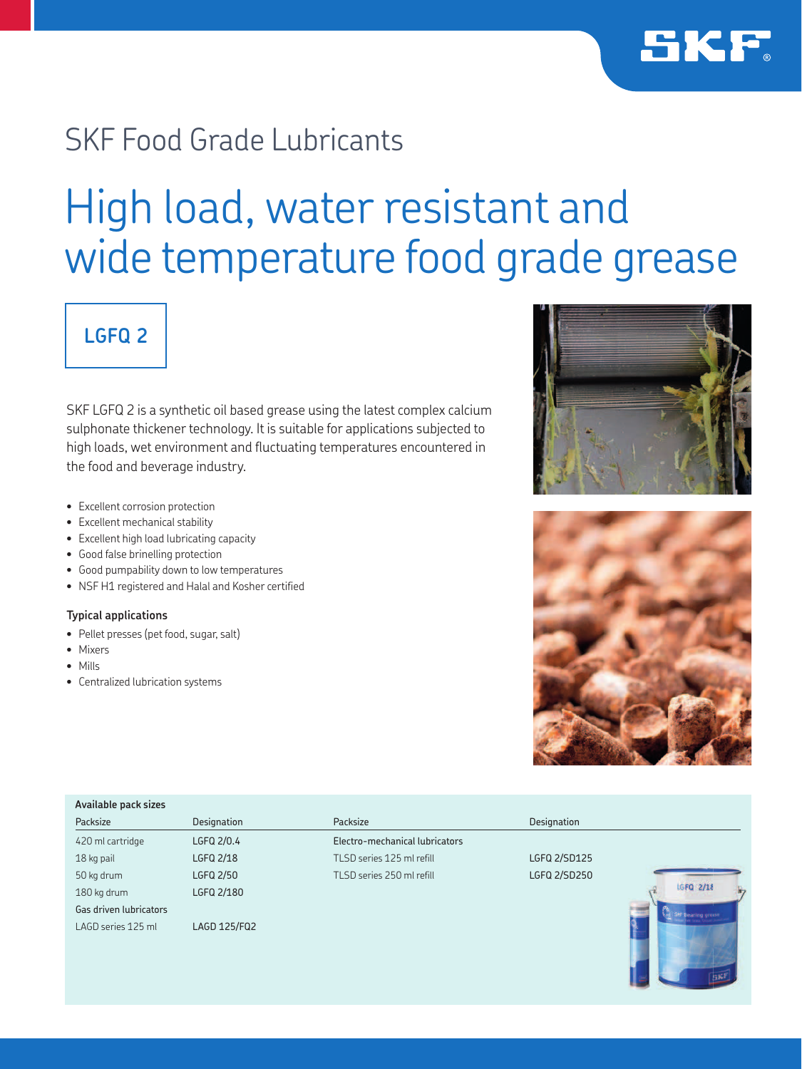SKF Food Grade Lubricants

# High load, water resistant and wide temperature food grade grease

## LGFQ 2

SKF LGFQ 2 is a synthetic oil based grease using the latest complex calcium sulphonate thickener technology. It is suitable for applications subjected to high loads, wet environment and fluctuating temperatures encountered in the food and beverage industry.

- Excellent corrosion protection
- Excellent mechanical stability
- Excellent high load lubricating capacity
- Good false brinelling protection
- Good pumpability down to low temperatures
- NSF H1 registered and Halal and Kosher certified

### Typical applications

- Pellet presses (pet food, sugar, salt)
- Mixers
- Mills
- Centralized lubrication systems

**Available pack sizes**

| Packsize | Designation | Packsize | Designation |
|---|---|---|---|
| 420 ml cartridge | LGFQ 2/0.4 | Electro-mechanical lubricators | |
| 18 kg pail | LGFQ 2/18 | TLSD series 125 ml refill | LGFQ 2/SD125 |
| 50 kg drum | LGFQ 2/50 | TLSD series 250 ml refill | LGFQ 2/SD250 |
| 180 kg drum | LGFQ 2/180 | | |
| Gas driven lubricators | | | |
| LAGD series 125 ml | LAGD 125/FQ2 | | |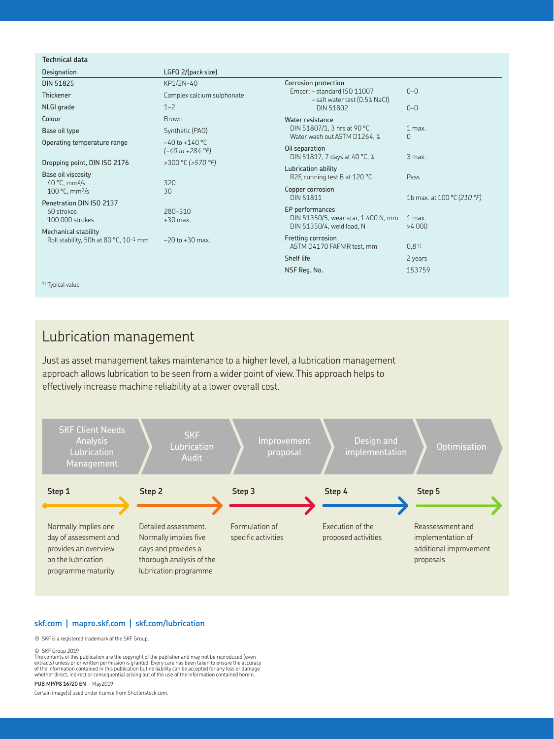## Technical data

| Designation | LGFQ 2/(pack size) |
| --- | --- |
| DIN 51825 | KP1/2N-40 |
| Thickener | Complex calcium sulphonate |
| NLGI grade | 1–2 |
| Colour | Brown |
| Base oil type | Synthetic (PAO) |
| Operating temperature range | –40 to +140 °C<br>*(–40 to +284 °F)* |
| Dropping point, DIN ISO 2176 | >300 °C *(>570 °F)* |
| Base oil viscosity | |
| 40 °C, mm²/s | 320 |
| 100 °C, mm²/s | 30 |
| Penetration DIN ISO 2137 | |
| 60 strokes | 280–310 |
| 100 000 strokes | +30 max. |
| Mechanical stability | |
| Roll stability, 50h at 80 °C, $10^{-1}$ mm | –20 to +30 max. |

| | |
| --- | --- |
| Corrosion protection | |
| Emcor: – standard ISO 11007 | 0–0 |
| – salt water test (0.5% NaCl) DIN 51802 | 0–0 |
| Water resistance | |
| DIN 51807/1, 3 hrs at 90 °C | 1 max. |
| Water wash out ASTM D1264, % | 0 |
| Oil separation | |
| DIN 51817, 7 days at 40 °C, % | 3 max. |
| Lubrication ability | |
| R2F, running test B at 120 °C | Pass |
| Copper corrosion | |
| DIN 51811 | 1b max. at 100 °C *(210 °F)* |
| EP performances | |
| DIN 51350/5, wear scar, 1 400 N, mm | 1 max. |
| DIN 51350/4, weld load, N | >4 000 |
| Fretting corrosion | |
| ASTM D4170 FAFNIR test, mm | 0,8 [1] |
| Shelf life | 2 years |
| NSF Reg. No. | 153759 |

[1] Typical value

# Lubrication management

Just as asset management takes maintenance to a higher level, a lubrication management approach allows lubrication to be seen from a wider point of view. This approach helps to effectively increase machine reliability at a lower overall cost.

SKF Client Needs Analysis Lubrication Management

SKF Lubrication Audit

Improvement proposal

Design and implementation

Optimisation

**Step 1**
Normally implies one day of assessment and provides an overview on the lubrication programme maturity

**Step 2**
Detailed assessment. Normally implies five days and provides a thorough analysis of the lubrication programme

**Step 3**
Formulation of specific activities

**Step 4**
Execution of the proposed activities

**Step 5**
Reassessment and implementation of additional improvement proposals

**skf.com | mapro.skf.com | skf.com/lubrication**

® SKF is a registered trademark of the SKF Group.

© SKF Group 2019
The contents of this publication are the copyright of the publisher and may not be reproduced (even extracts) unless prior written permission is granted. Every care has been taken to ensure the accuracy of the information contained in this publication but no liability can be accepted for any loss or damage whether direct, indirect or consequential arising out of the use of the information contained herein.

**PUB MP/P8 16720 EN** · May2019

Certain image(s) used under license from Shutterstock.com.